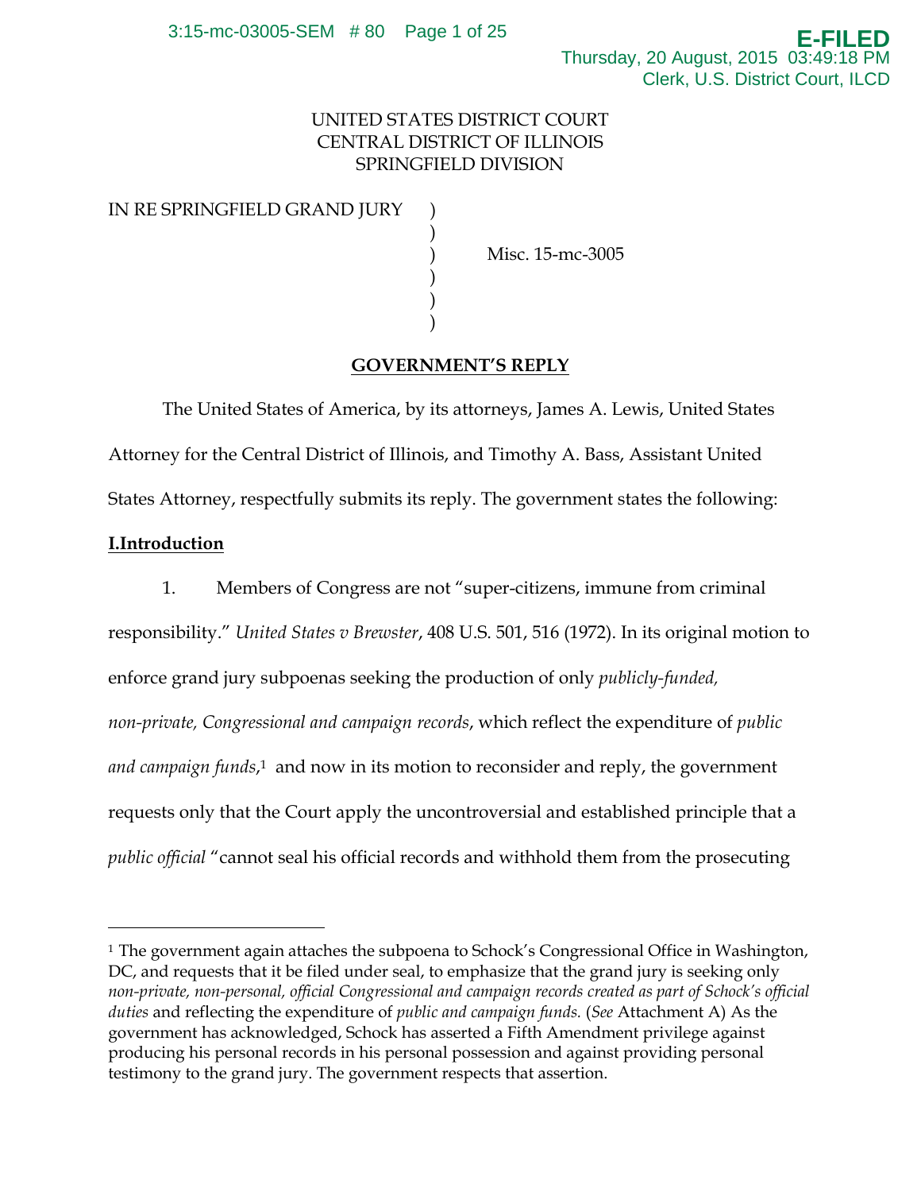UNITED STATES DISTRICT COURT
CENTRAL DISTRICT OF ILLINOIS
SPRINGFIELD DIVISION

IN RE SPRINGFIELD GRAND JURY )
)
) Misc. 15-mc-3005
)
)
)

**GOVERNMENT'S REPLY**

The United States of America, by its attorneys, James A. Lewis, United States Attorney for the Central District of Illinois, and Timothy A. Bass, Assistant United States Attorney, respectfully submits its reply. The government states the following:

## I.Introduction

1. Members of Congress are not "super-citizens, immune from criminal responsibility." *United States v Brewster*, 408 U.S. 501, 516 (1972). In its original motion to enforce grand jury subpoenas seeking the production of only *publicly-funded, non-private, Congressional and campaign records*, which reflect the expenditure of *public and campaign funds*,[1] and now in its motion to reconsider and reply, the government requests only that the Court apply the uncontroversial and established principle that a *public official* "cannot seal his official records and withhold them from the prosecuting

[1] The government again attaches the subpoena to Schock's Congressional Office in Washington, DC, and requests that it be filed under seal, to emphasize that the grand jury is seeking only *non-private, non-personal, official Congressional and campaign records created as part of Schock's official duties* and reflecting the expenditure of *public and campaign funds.* (*See* Attachment A) As the government has acknowledged, Schock has asserted a Fifth Amendment privilege against producing his personal records in his personal possession and against providing personal testimony to the grand jury. The government respects that assertion.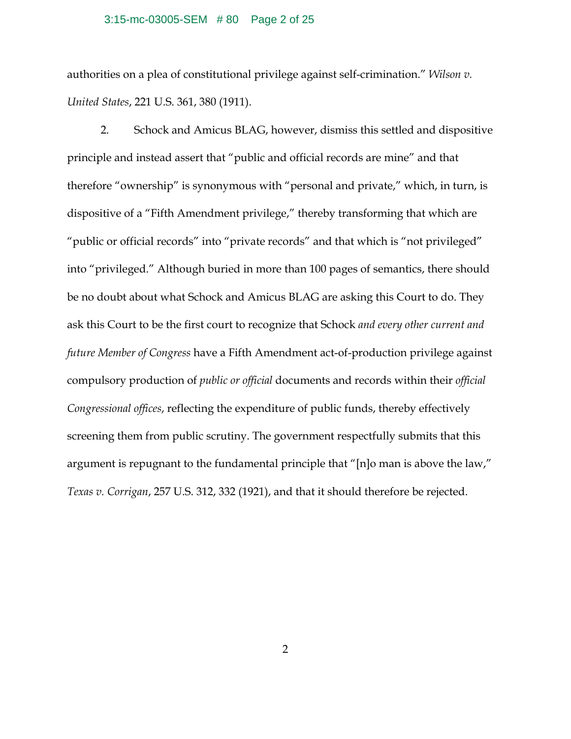authorities on a plea of constitutional privilege against self-crimination." *Wilson v. United States*, 221 U.S. 361, 380 (1911).

2. Schock and Amicus BLAG, however, dismiss this settled and dispositive principle and instead assert that "public and official records are mine" and that therefore "ownership" is synonymous with "personal and private," which, in turn, is dispositive of a "Fifth Amendment privilege," thereby transforming that which are "public or official records" into "private records" and that which is "not privileged" into "privileged." Although buried in more than 100 pages of semantics, there should be no doubt about what Schock and Amicus BLAG are asking this Court to do. They ask this Court to be the first court to recognize that Schock *and every other current and future Member of Congress* have a Fifth Amendment act-of-production privilege against compulsory production of *public or official* documents and records within their *official Congressional offices*, reflecting the expenditure of public funds, thereby effectively screening them from public scrutiny. The government respectfully submits that this argument is repugnant to the fundamental principle that "[n]o man is above the law," *Texas v. Corrigan*, 257 U.S. 312, 332 (1921), and that it should therefore be rejected.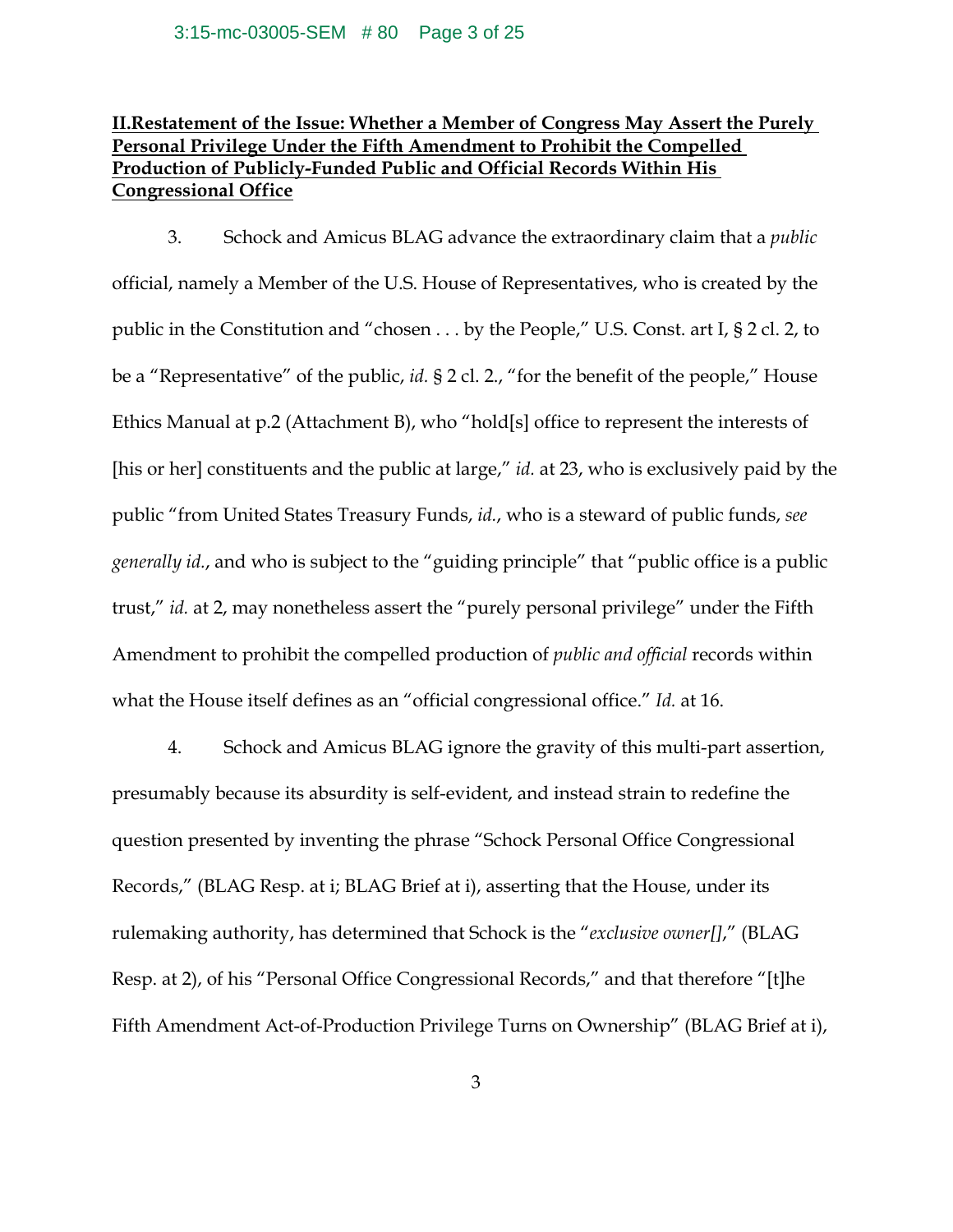## <u>II.Restatement of the Issue: Whether a Member of Congress May Assert the Purely Personal Privilege Under the Fifth Amendment to Prohibit the Compelled Production of Publicly-Funded Public and Official Records Within His Congressional Office</u>

3. Schock and Amicus BLAG advance the extraordinary claim that a *public* official, namely a Member of the U.S. House of Representatives, who is created by the public in the Constitution and "chosen . . . by the People," U.S. Const. art I, § 2 cl. 2, to be a "Representative" of the public, *id.* § 2 cl. 2., "for the benefit of the people," House Ethics Manual at p.2 (Attachment B), who "hold[s] office to represent the interests of [his or her] constituents and the public at large," *id.* at 23, who is exclusively paid by the public "from United States Treasury Funds, *id.*, who is a steward of public funds, *see generally id.*, and who is subject to the "guiding principle" that "public office is a public trust," *id.* at 2, may nonetheless assert the "purely personal privilege" under the Fifth Amendment to prohibit the compelled production of *public and official* records within what the House itself defines as an "official congressional office." *Id.* at 16.

4. Schock and Amicus BLAG ignore the gravity of this multi-part assertion, presumably because its absurdity is self-evident, and instead strain to redefine the question presented by inventing the phrase "Schock Personal Office Congressional Records," (BLAG Resp. at i; BLAG Brief at i), asserting that the House, under its rulemaking authority, has determined that Schock is the "*exclusive owner[]*," (BLAG Resp. at 2), of his "Personal Office Congressional Records," and that therefore "[t]he Fifth Amendment Act-of-Production Privilege Turns on Ownership" (BLAG Brief at i),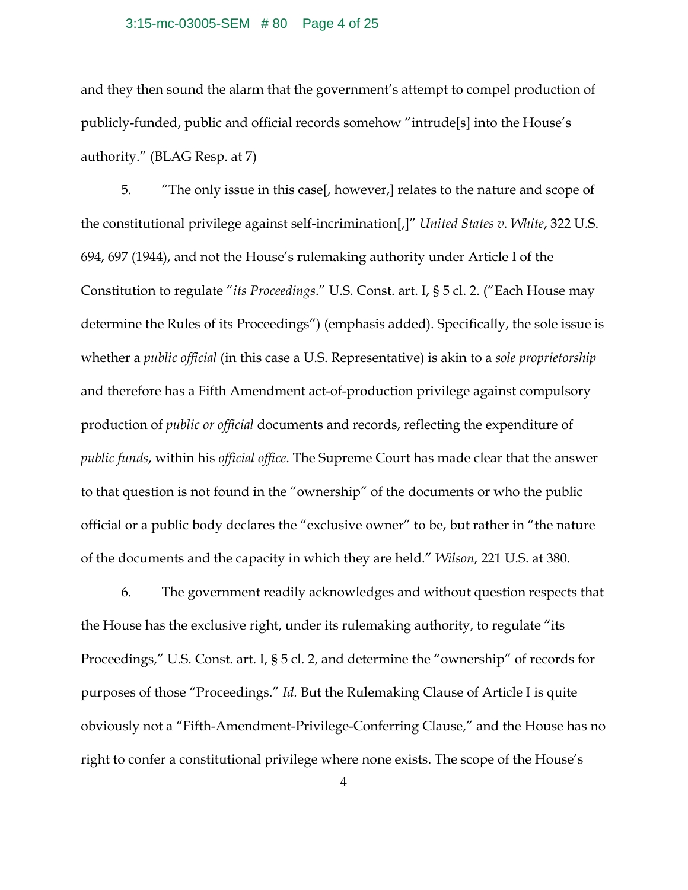and they then sound the alarm that the government's attempt to compel production of publicly-funded, public and official records somehow "intrude[s] into the House's authority." (BLAG Resp. at 7)

5. "The only issue in this case[, however,] relates to the nature and scope of the constitutional privilege against self-incrimination[,]" *United States v. White*, 322 U.S. 694, 697 (1944), and not the House's rulemaking authority under Article I of the Constitution to regulate "*its Proceedings*." U.S. Const. art. I, § 5 cl. 2. ("Each House may determine the Rules of its Proceedings") (emphasis added). Specifically, the sole issue is whether a *public official* (in this case a U.S. Representative) is akin to a *sole proprietorship* and therefore has a Fifth Amendment act-of-production privilege against compulsory production of *public or official* documents and records, reflecting the expenditure of *public funds*, within his *official office*. The Supreme Court has made clear that the answer to that question is not found in the "ownership" of the documents or who the public official or a public body declares the "exclusive owner" to be, but rather in "the nature of the documents and the capacity in which they are held." *Wilson*, 221 U.S. at 380.

6. The government readily acknowledges and without question respects that the House has the exclusive right, under its rulemaking authority, to regulate "its Proceedings," U.S. Const. art. I, § 5 cl. 2, and determine the "ownership" of records for purposes of those "Proceedings." *Id.* But the Rulemaking Clause of Article I is quite obviously not a "Fifth-Amendment-Privilege-Conferring Clause," and the House has no right to confer a constitutional privilege where none exists. The scope of the House's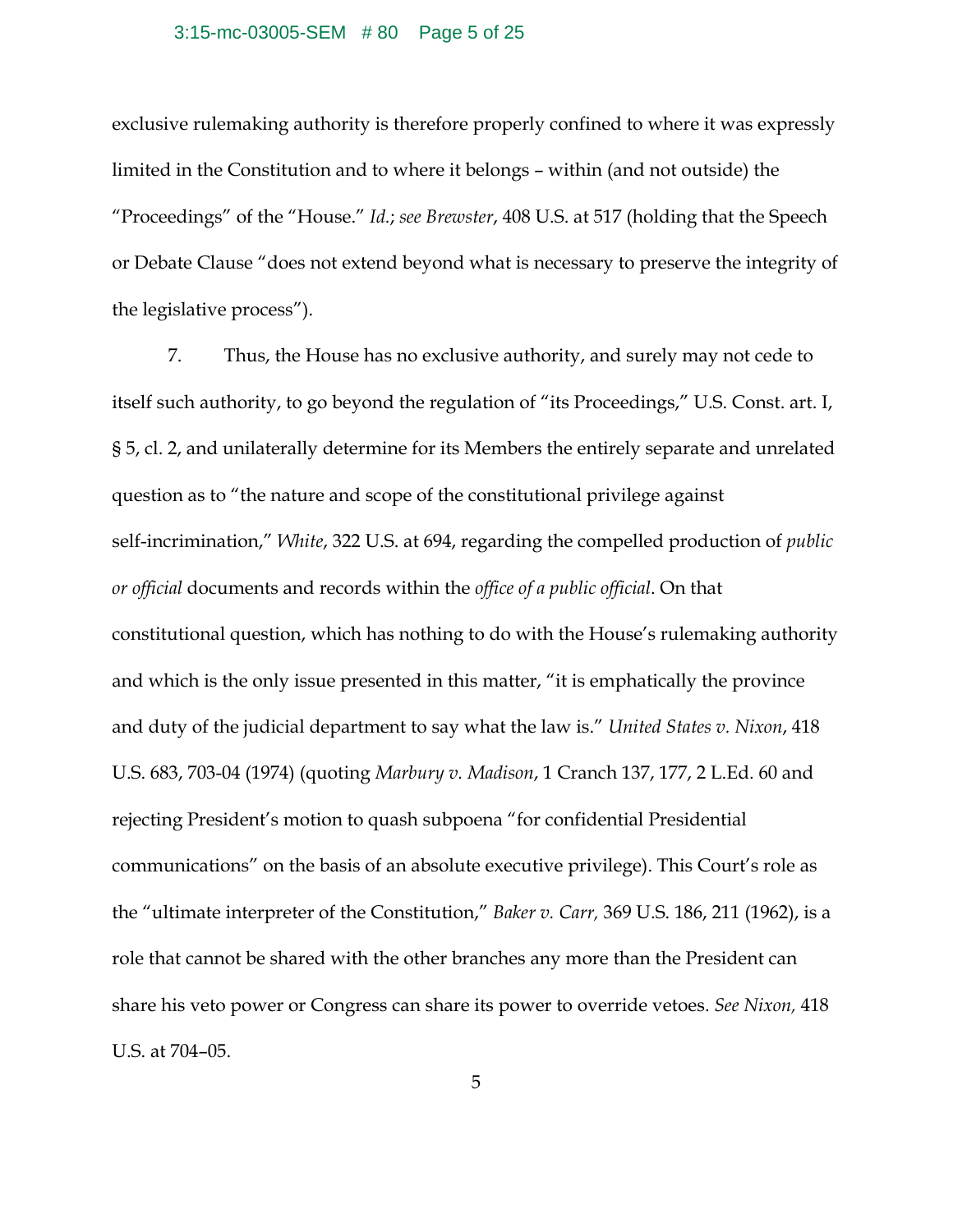exclusive rulemaking authority is therefore properly confined to where it was expressly limited in the Constitution and to where it belongs – within (and not outside) the "Proceedings" of the "House." *Id.*; *see Brewster*, 408 U.S. at 517 (holding that the Speech or Debate Clause "does not extend beyond what is necessary to preserve the integrity of the legislative process").

7. Thus, the House has no exclusive authority, and surely may not cede to itself such authority, to go beyond the regulation of "its Proceedings," U.S. Const. art. I, § 5, cl. 2, and unilaterally determine for its Members the entirely separate and unrelated question as to "the nature and scope of the constitutional privilege against self-incrimination," *White*, 322 U.S. at 694, regarding the compelled production of *public or official* documents and records within the *office of a public official*. On that constitutional question, which has nothing to do with the House's rulemaking authority and which is the only issue presented in this matter, "it is emphatically the province and duty of the judicial department to say what the law is." *United States v. Nixon*, 418 U.S. 683, 703-04 (1974) (quoting *Marbury v. Madison*, 1 Cranch 137, 177, 2 L.Ed. 60 and rejecting President's motion to quash subpoena "for confidential Presidential communications" on the basis of an absolute executive privilege). This Court's role as the "ultimate interpreter of the Constitution," *Baker v. Carr,* 369 U.S. 186, 211 (1962), is a role that cannot be shared with the other branches any more than the President can share his veto power or Congress can share its power to override vetoes. *See Nixon,* 418 U.S. at 704–05.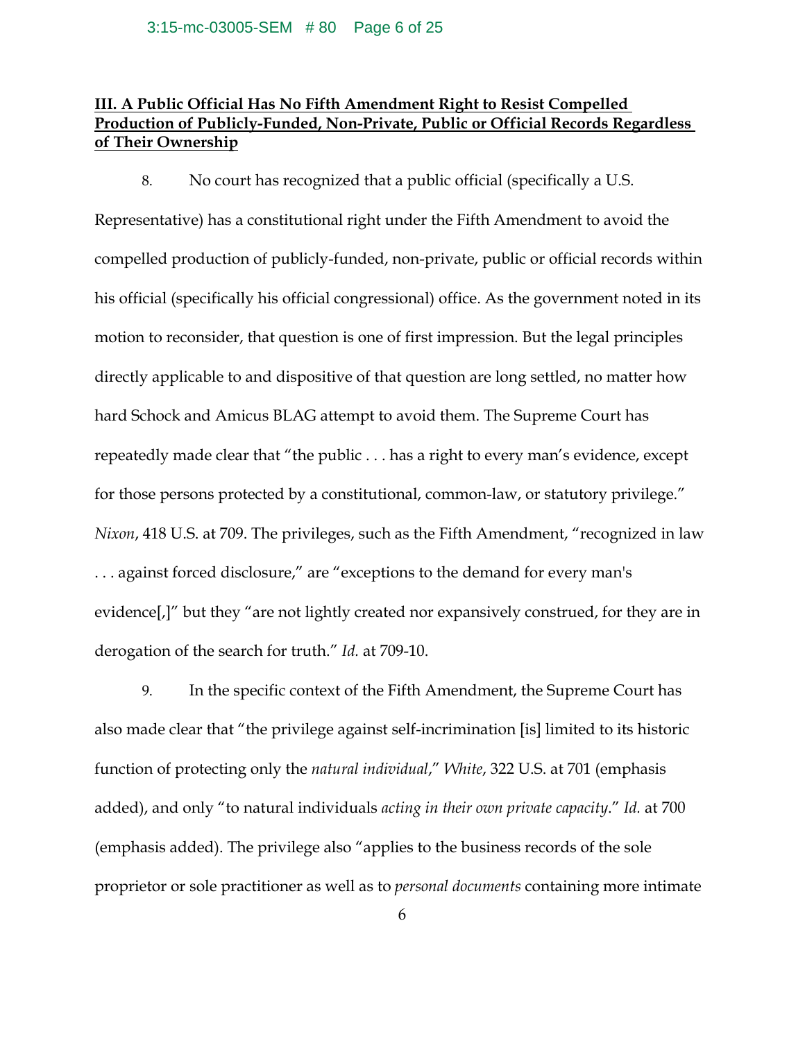**III. A Public Official Has No Fifth Amendment Right to Resist Compelled Production of Publicly-Funded, Non-Private, Public or Official Records Regardless of Their Ownership**

8. No court has recognized that a public official (specifically a U.S. Representative) has a constitutional right under the Fifth Amendment to avoid the compelled production of publicly-funded, non-private, public or official records within his official (specifically his official congressional) office. As the government noted in its motion to reconsider, that question is one of first impression. But the legal principles directly applicable to and dispositive of that question are long settled, no matter how hard Schock and Amicus BLAG attempt to avoid them. The Supreme Court has repeatedly made clear that "the public . . . has a right to every man's evidence, except for those persons protected by a constitutional, common-law, or statutory privilege." *Nixon*, 418 U.S. at 709. The privileges, such as the Fifth Amendment, "recognized in law . . . against forced disclosure," are "exceptions to the demand for every man's evidence[,]" but they "are not lightly created nor expansively construed, for they are in derogation of the search for truth." *Id.* at 709-10.

9. In the specific context of the Fifth Amendment, the Supreme Court has also made clear that "the privilege against self-incrimination [is] limited to its historic function of protecting only the *natural individual*," *White*, 322 U.S. at 701 (emphasis added), and only "to natural individuals *acting in their own private capacity*." *Id.* at 700 (emphasis added). The privilege also "applies to the business records of the sole proprietor or sole practitioner as well as to *personal documents* containing more intimate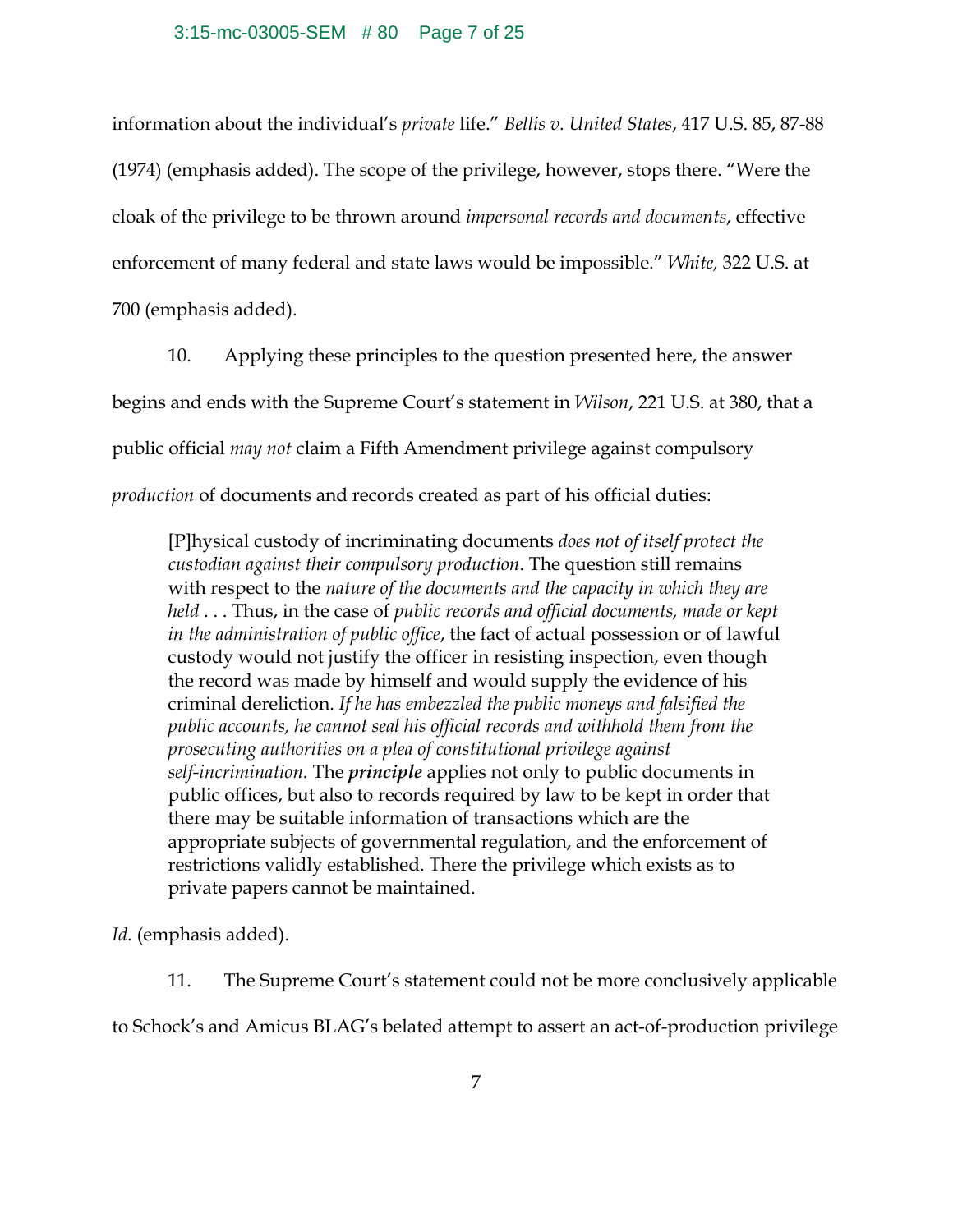information about the individual's *private* life." *Bellis v. United States*, 417 U.S. 85, 87-88 (1974) (emphasis added). The scope of the privilege, however, stops there. "Were the cloak of the privilege to be thrown around *impersonal records and documents*, effective enforcement of many federal and state laws would be impossible." *White,* 322 U.S. at 700 (emphasis added).

10. Applying these principles to the question presented here, the answer begins and ends with the Supreme Court's statement in *Wilson*, 221 U.S. at 380, that a public official *may not* claim a Fifth Amendment privilege against compulsory *production* of documents and records created as part of his official duties:

> [P]hysical custody of incriminating documents *does not of itself protect the custodian against their compulsory production*. The question still remains with respect to the *nature of the documents and the capacity in which they are held* . . . Thus, in the case of *public records and official documents, made or kept in the administration of public office*, the fact of actual possession or of lawful custody would not justify the officer in resisting inspection, even though the record was made by himself and would supply the evidence of his criminal dereliction. *If he has embezzled the public moneys and falsified the public accounts, he cannot seal his official records and withhold them from the prosecuting authorities on a plea of constitutional privilege against self-incrimination.* The ***principle*** applies not only to public documents in public offices, but also to records required by law to be kept in order that there may be suitable information of transactions which are the appropriate subjects of governmental regulation, and the enforcement of restrictions validly established. There the privilege which exists as to private papers cannot be maintained.

*Id.* (emphasis added).

11. The Supreme Court's statement could not be more conclusively applicable to Schock's and Amicus BLAG's belated attempt to assert an act-of-production privilege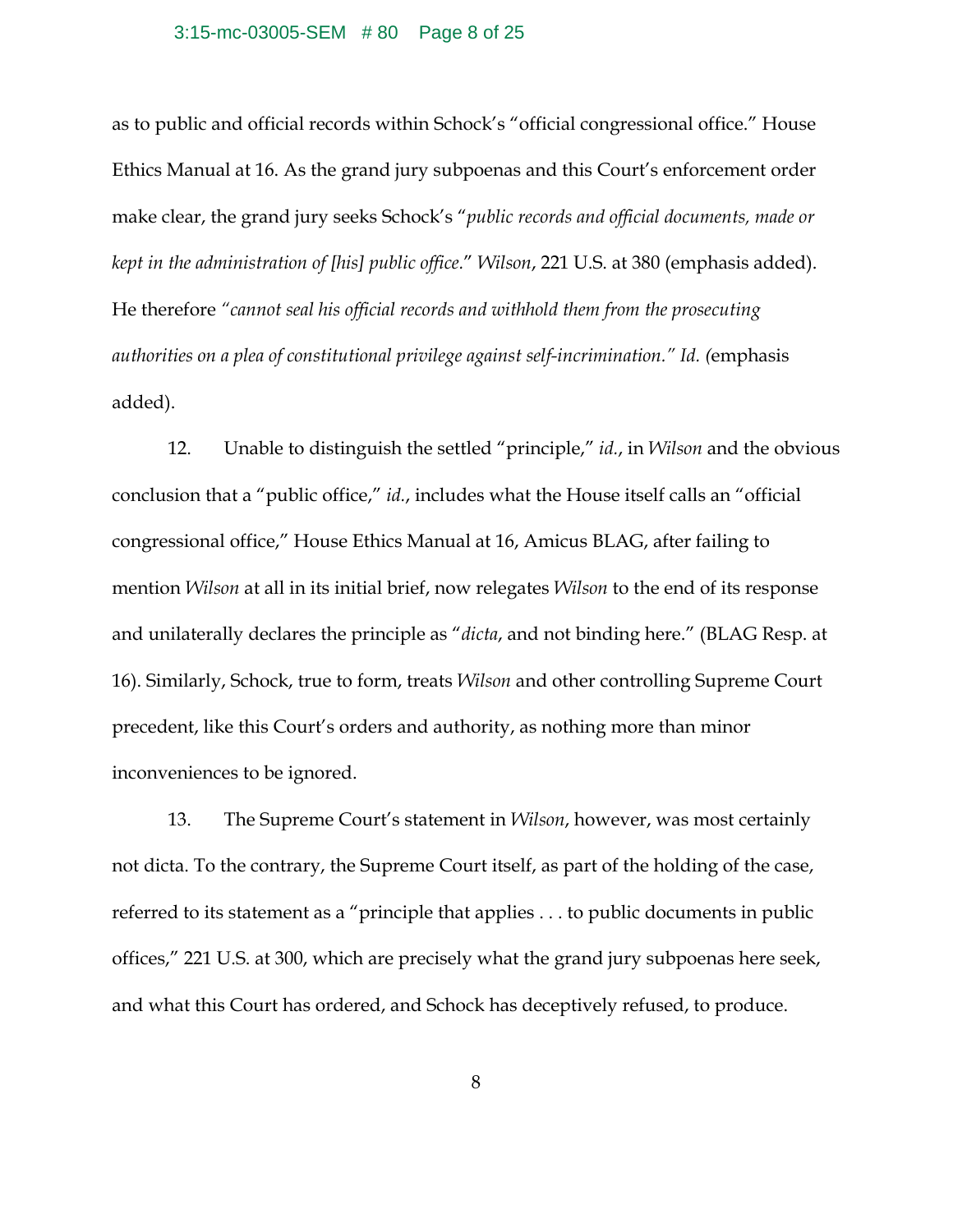as to public and official records within Schock's "official congressional office." House Ethics Manual at 16. As the grand jury subpoenas and this Court's enforcement order make clear, the grand jury seeks Schock's "*public records and official documents, made or kept in the administration of [his] public office*." *Wilson*, 221 U.S. at 380 (emphasis added). He therefore *"cannot seal his official records and withhold them from the prosecuting authorities on a plea of constitutional privilege against self-incrimination." Id. (*emphasis added).

12. Unable to distinguish the settled "principle," *id.*, in *Wilson* and the obvious conclusion that a "public office," *id.*, includes what the House itself calls an "official congressional office," House Ethics Manual at 16, Amicus BLAG, after failing to mention *Wilson* at all in its initial brief, now relegates *Wilson* to the end of its response and unilaterally declares the principle as "*dicta*, and not binding here." (BLAG Resp. at 16). Similarly, Schock, true to form, treats *Wilson* and other controlling Supreme Court precedent, like this Court's orders and authority, as nothing more than minor inconveniences to be ignored.

13. The Supreme Court's statement in *Wilson*, however, was most certainly not dicta. To the contrary, the Supreme Court itself, as part of the holding of the case, referred to its statement as a "principle that applies . . . to public documents in public offices," 221 U.S. at 300, which are precisely what the grand jury subpoenas here seek, and what this Court has ordered, and Schock has deceptively refused, to produce.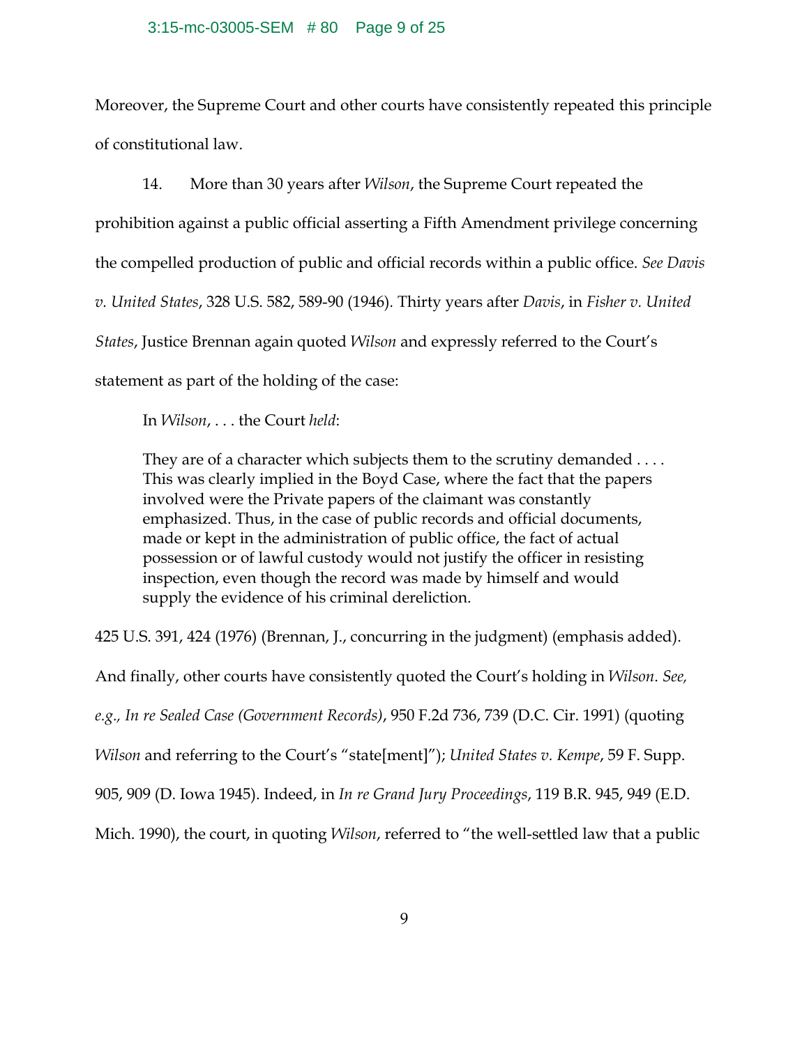Moreover, the Supreme Court and other courts have consistently repeated this principle of constitutional law.

14. More than 30 years after *Wilson*, the Supreme Court repeated the prohibition against a public official asserting a Fifth Amendment privilege concerning the compelled production of public and official records within a public office. *See Davis v. United States*, 328 U.S. 582, 589-90 (1946). Thirty years after *Davis*, in *Fisher v. United States*, Justice Brennan again quoted *Wilson* and expressly referred to the Court's statement as part of the holding of the case:

> In *Wilson*, . . . the Court *held*:
>
> They are of a character which subjects them to the scrutiny demanded . . . . This was clearly implied in the Boyd Case, where the fact that the papers involved were the Private papers of the claimant was constantly emphasized. Thus, in the case of public records and official documents, made or kept in the administration of public office, the fact of actual possession or of lawful custody would not justify the officer in resisting inspection, even though the record was made by himself and would supply the evidence of his criminal dereliction.

425 U.S. 391, 424 (1976) (Brennan, J., concurring in the judgment) (emphasis added). And finally, other courts have consistently quoted the Court's holding in *Wilson*. *See, e.g., In re Sealed Case (Government Records)*, 950 F.2d 736, 739 (D.C. Cir. 1991) (quoting *Wilson* and referring to the Court's "state[ment]"); *United States v. Kempe*, 59 F. Supp. 905, 909 (D. Iowa 1945). Indeed, in *In re Grand Jury Proceedings*, 119 B.R. 945, 949 (E.D. Mich. 1990), the court, in quoting *Wilson*, referred to "the well-settled law that a public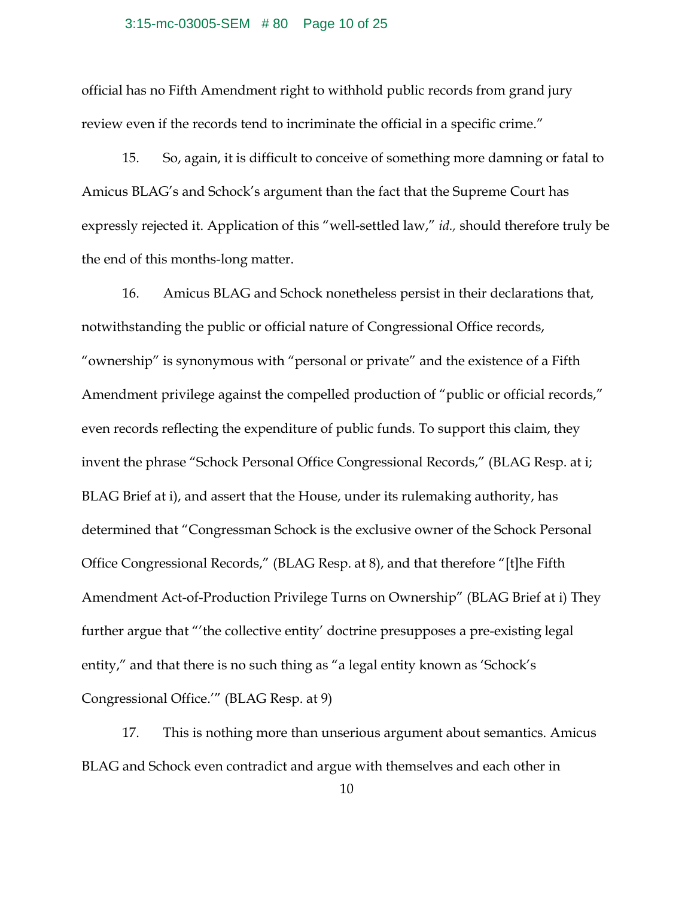official has no Fifth Amendment right to withhold public records from grand jury review even if the records tend to incriminate the official in a specific crime."

15. So, again, it is difficult to conceive of something more damning or fatal to Amicus BLAG's and Schock's argument than the fact that the Supreme Court has expressly rejected it. Application of this "well-settled law," *id.,* should therefore truly be the end of this months-long matter.

16. Amicus BLAG and Schock nonetheless persist in their declarations that, notwithstanding the public or official nature of Congressional Office records, "ownership" is synonymous with "personal or private" and the existence of a Fifth Amendment privilege against the compelled production of "public or official records," even records reflecting the expenditure of public funds. To support this claim, they invent the phrase "Schock Personal Office Congressional Records," (BLAG Resp. at i; BLAG Brief at i), and assert that the House, under its rulemaking authority, has determined that "Congressman Schock is the exclusive owner of the Schock Personal Office Congressional Records," (BLAG Resp. at 8), and that therefore "[t]he Fifth Amendment Act-of-Production Privilege Turns on Ownership" (BLAG Brief at i) They further argue that "'the collective entity' doctrine presupposes a pre-existing legal entity," and that there is no such thing as "a legal entity known as 'Schock's Congressional Office.'" (BLAG Resp. at 9)

17. This is nothing more than unserious argument about semantics. Amicus BLAG and Schock even contradict and argue with themselves and each other in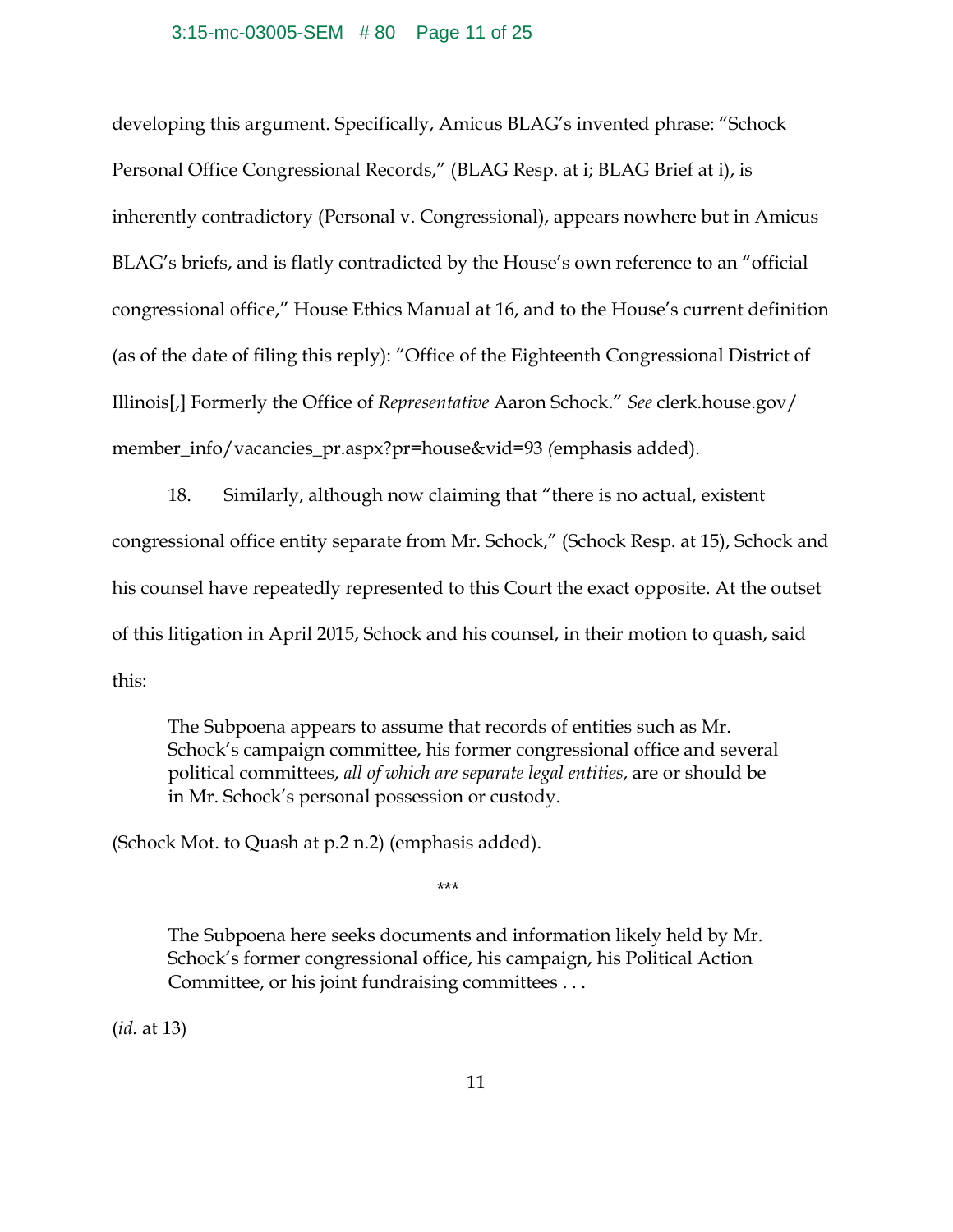developing this argument. Specifically, Amicus BLAG's invented phrase: "Schock Personal Office Congressional Records," (BLAG Resp. at i; BLAG Brief at i), is inherently contradictory (Personal v. Congressional), appears nowhere but in Amicus BLAG's briefs, and is flatly contradicted by the House's own reference to an "official congressional office," House Ethics Manual at 16, and to the House's current definition (as of the date of filing this reply): "Office of the Eighteenth Congressional District of Illinois[,] Formerly the Office of *Representative* Aaron Schock." *See* clerk.house.gov/member_info/vacancies_pr.aspx?pr=house&vid=93 (emphasis added).

18. Similarly, although now claiming that "there is no actual, existent congressional office entity separate from Mr. Schock," (Schock Resp. at 15), Schock and his counsel have repeatedly represented to this Court the exact opposite. At the outset of this litigation in April 2015, Schock and his counsel, in their motion to quash, said this:

> The Subpoena appears to assume that records of entities such as Mr. Schock's campaign committee, his former congressional office and several political committees, *all of which are separate legal entities*, are or should be in Mr. Schock's personal possession or custody.

(Schock Mot. to Quash at p.2 n.2) (emphasis added).

\*\*\*

> The Subpoena here seeks documents and information likely held by Mr. Schock's former congressional office, his campaign, his Political Action Committee, or his joint fundraising committees . . .

(*id.* at 13)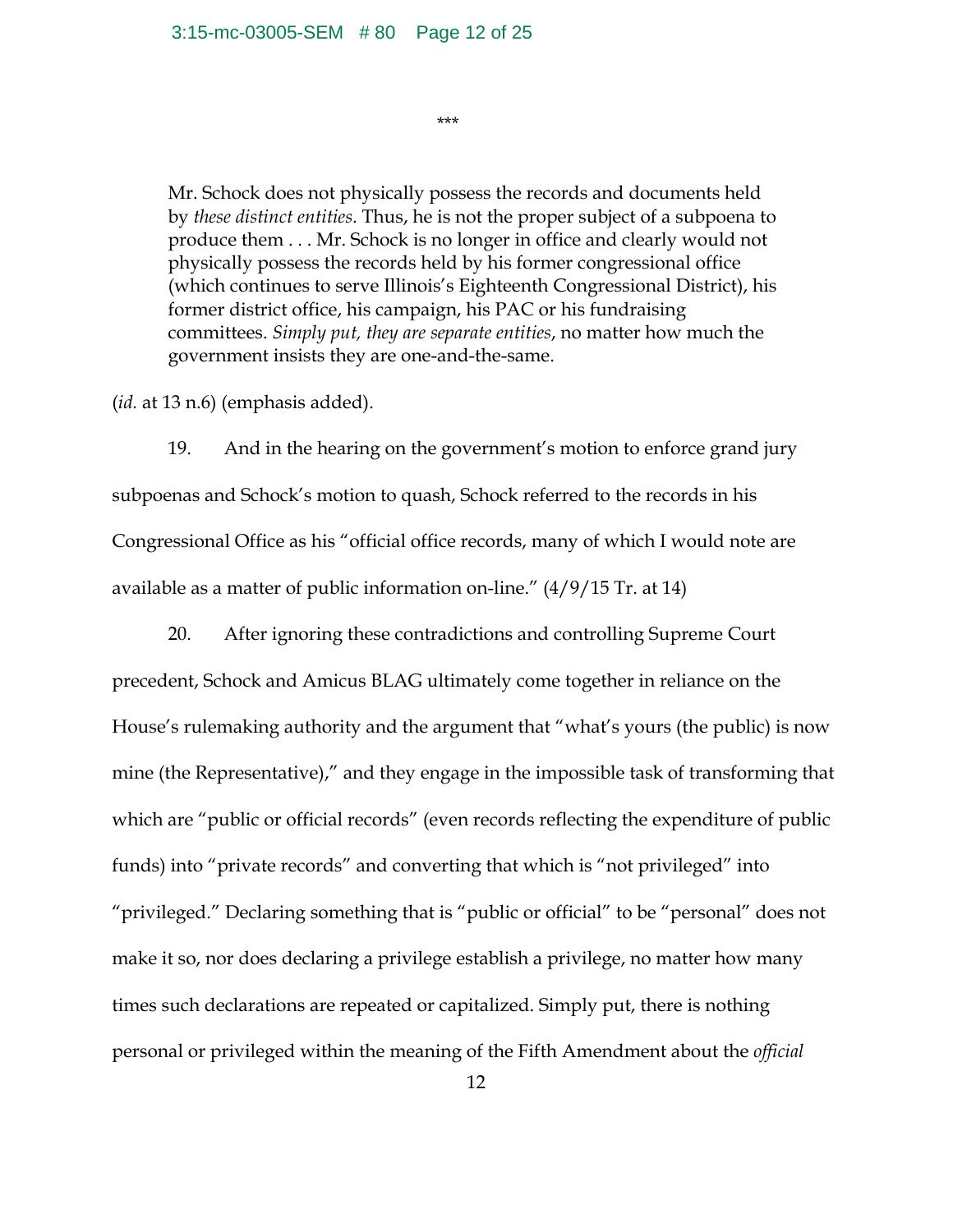\*\*\*

> Mr. Schock does not physically possess the records and documents held by *these distinct entities*. Thus, he is not the proper subject of a subpoena to produce them . . . Mr. Schock is no longer in office and clearly would not physically possess the records held by his former congressional office (which continues to serve Illinois's Eighteenth Congressional District), his former district office, his campaign, his PAC or his fundraising committees. *Simply put, they are separate entities*, no matter how much the government insists they are one-and-the-same.

(*id.* at 13 n.6) (emphasis added).

19. And in the hearing on the government's motion to enforce grand jury subpoenas and Schock's motion to quash, Schock referred to the records in his Congressional Office as his "official office records, many of which I would note are available as a matter of public information on-line." (4/9/15 Tr. at 14)

20. After ignoring these contradictions and controlling Supreme Court precedent, Schock and Amicus BLAG ultimately come together in reliance on the House's rulemaking authority and the argument that "what's yours (the public) is now mine (the Representative)," and they engage in the impossible task of transforming that which are "public or official records" (even records reflecting the expenditure of public funds) into "private records" and converting that which is "not privileged" into "privileged." Declaring something that is "public or official" to be "personal" does not make it so, nor does declaring a privilege establish a privilege, no matter how many times such declarations are repeated or capitalized. Simply put, there is nothing personal or privileged within the meaning of the Fifth Amendment about the *official*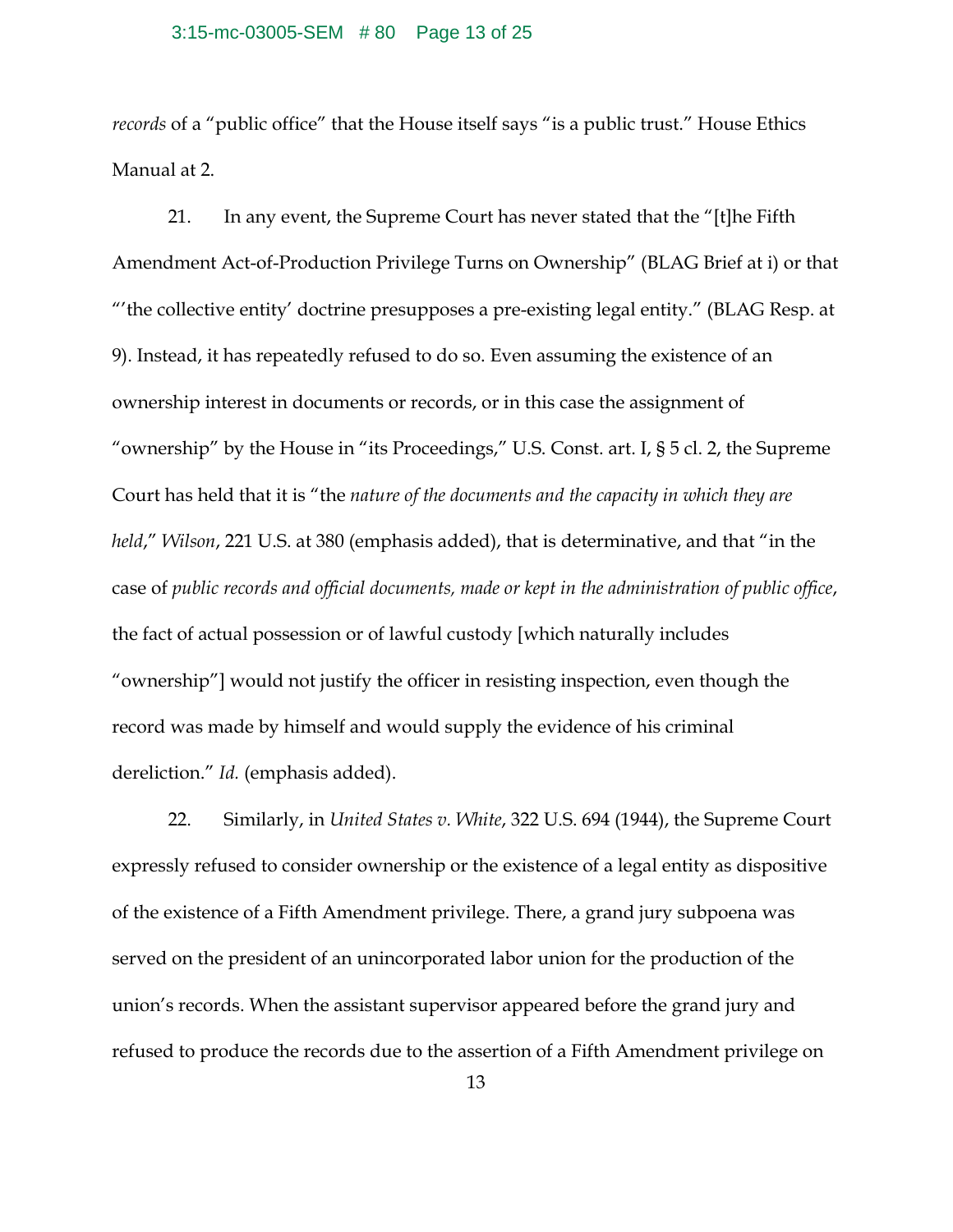*records* of a "public office" that the House itself says "is a public trust." House Ethics Manual at 2.

21. In any event, the Supreme Court has never stated that the "[t]he Fifth Amendment Act-of-Production Privilege Turns on Ownership" (BLAG Brief at i) or that "'the collective entity' doctrine presupposes a pre-existing legal entity." (BLAG Resp. at 9). Instead, it has repeatedly refused to do so. Even assuming the existence of an ownership interest in documents or records, or in this case the assignment of "ownership" by the House in "its Proceedings," U.S. Const. art. I, § 5 cl. 2, the Supreme Court has held that it is "the *nature of the documents and the capacity in which they are held*," *Wilson*, 221 U.S. at 380 (emphasis added), that is determinative, and that "in the case of *public records and official documents, made or kept in the administration of public office*, the fact of actual possession or of lawful custody [which naturally includes "ownership"] would not justify the officer in resisting inspection, even though the record was made by himself and would supply the evidence of his criminal dereliction." *Id.* (emphasis added).

22. Similarly, in *United States v. White*, 322 U.S. 694 (1944), the Supreme Court expressly refused to consider ownership or the existence of a legal entity as dispositive of the existence of a Fifth Amendment privilege. There, a grand jury subpoena was served on the president of an unincorporated labor union for the production of the union's records. When the assistant supervisor appeared before the grand jury and refused to produce the records due to the assertion of a Fifth Amendment privilege on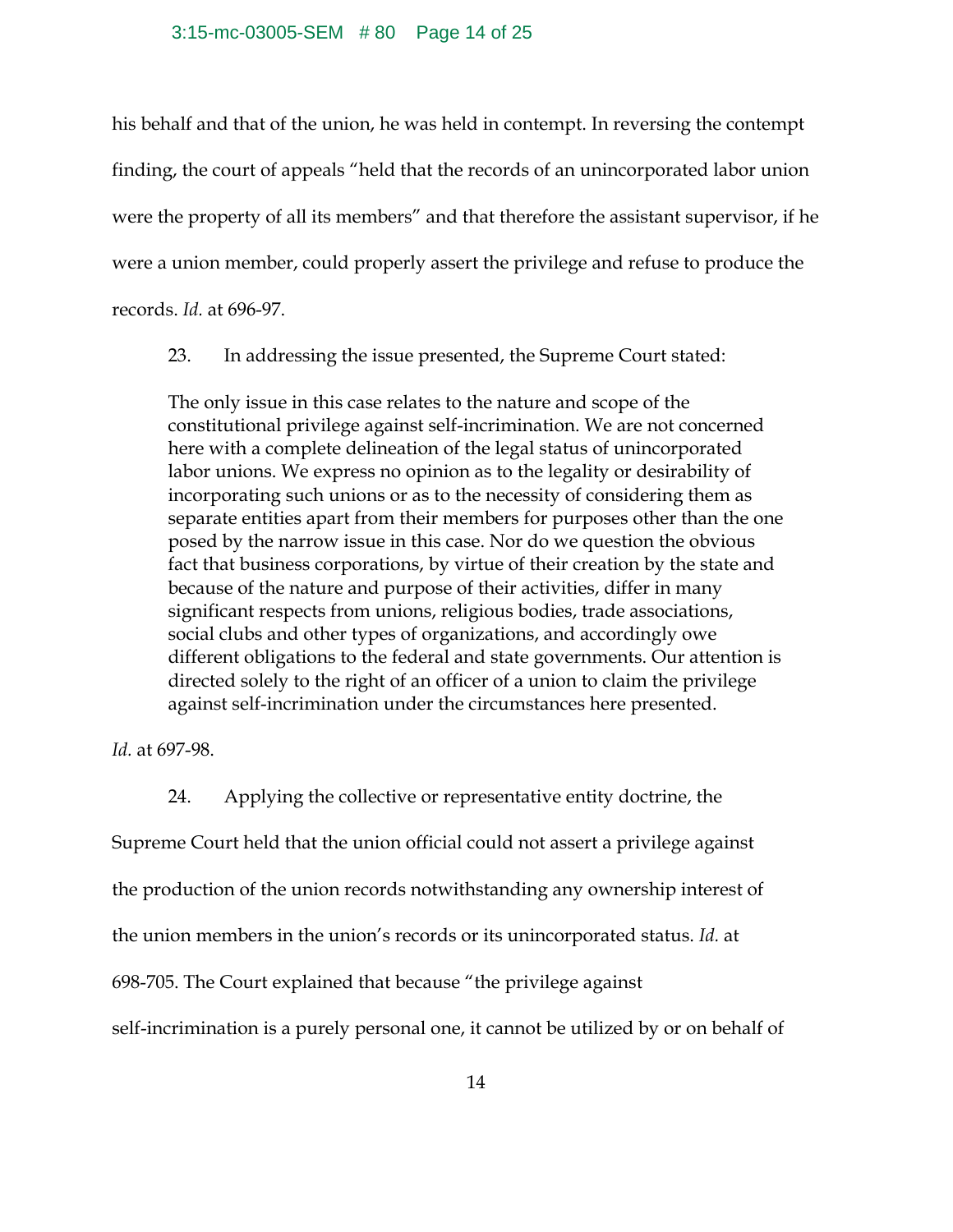his behalf and that of the union, he was held in contempt. In reversing the contempt finding, the court of appeals "held that the records of an unincorporated labor union were the property of all its members" and that therefore the assistant supervisor, if he were a union member, could properly assert the privilege and refuse to produce the records. *Id.* at 696-97.

23. In addressing the issue presented, the Supreme Court stated:

> The only issue in this case relates to the nature and scope of the constitutional privilege against self-incrimination. We are not concerned here with a complete delineation of the legal status of unincorporated labor unions. We express no opinion as to the legality or desirability of incorporating such unions or as to the necessity of considering them as separate entities apart from their members for purposes other than the one posed by the narrow issue in this case. Nor do we question the obvious fact that business corporations, by virtue of their creation by the state and because of the nature and purpose of their activities, differ in many significant respects from unions, religious bodies, trade associations, social clubs and other types of organizations, and accordingly owe different obligations to the federal and state governments. Our attention is directed solely to the right of an officer of a union to claim the privilege against self-incrimination under the circumstances here presented.

*Id.* at 697-98.

24. Applying the collective or representative entity doctrine, the Supreme Court held that the union official could not assert a privilege against the production of the union records notwithstanding any ownership interest of the union members in the union's records or its unincorporated status. *Id.* at 698-705. The Court explained that because "the privilege against self-incrimination is a purely personal one, it cannot be utilized by or on behalf of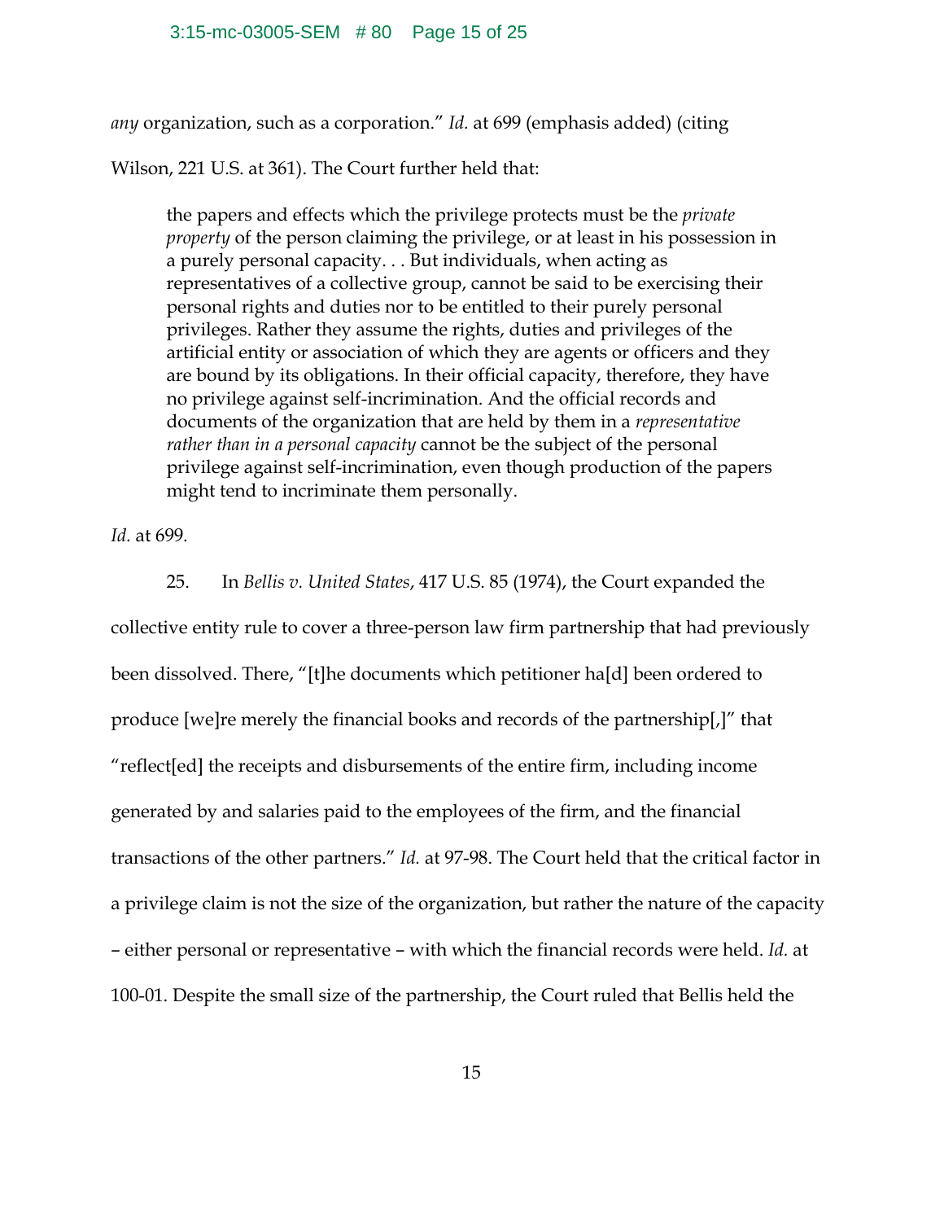*any* organization, such as a corporation." *Id.* at 699 (emphasis added) (citing Wilson, 221 U.S. at 361). The Court further held that:

> the papers and effects which the privilege protects must be the *private property* of the person claiming the privilege, or at least in his possession in a purely personal capacity. . . But individuals, when acting as representatives of a collective group, cannot be said to be exercising their personal rights and duties nor to be entitled to their purely personal privileges. Rather they assume the rights, duties and privileges of the artificial entity or association of which they are agents or officers and they are bound by its obligations. In their official capacity, therefore, they have no privilege against self-incrimination. And the official records and documents of the organization that are held by them in a *representative rather than in a personal capacity* cannot be the subject of the personal privilege against self-incrimination, even though production of the papers might tend to incriminate them personally.

*Id.* at 699.

25. In *Bellis v. United States*, 417 U.S. 85 (1974), the Court expanded the collective entity rule to cover a three-person law firm partnership that had previously been dissolved. There, "[t]he documents which petitioner ha[d] been ordered to produce [we]re merely the financial books and records of the partnership[,]" that "reflect[ed] the receipts and disbursements of the entire firm, including income generated by and salaries paid to the employees of the firm, and the financial transactions of the other partners." *Id.* at 97-98. The Court held that the critical factor in a privilege claim is not the size of the organization, but rather the nature of the capacity – either personal or representative – with which the financial records were held. *Id.* at 100-01. Despite the small size of the partnership, the Court ruled that Bellis held the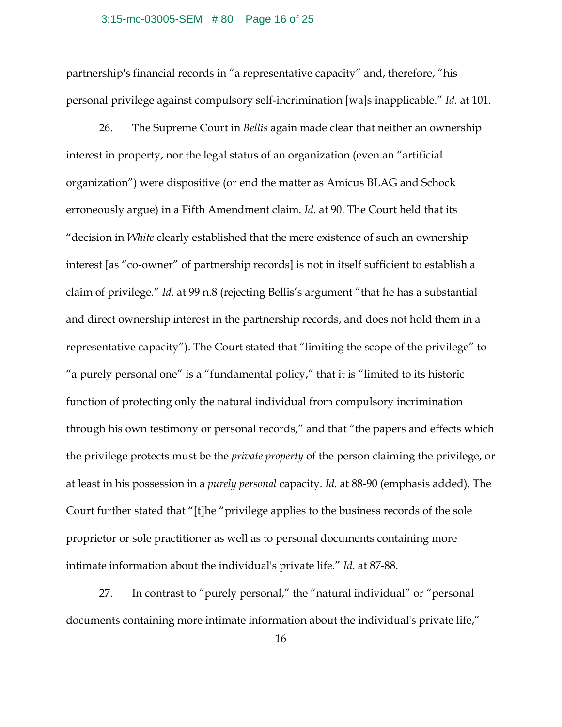partnership's financial records in "a representative capacity" and, therefore, "his personal privilege against compulsory self-incrimination [wa]s inapplicable." *Id.* at 101.

26. The Supreme Court in *Bellis* again made clear that neither an ownership interest in property, nor the legal status of an organization (even an "artificial organization") were dispositive (or end the matter as Amicus BLAG and Schock erroneously argue) in a Fifth Amendment claim. *Id.* at 90. The Court held that its "decision in *White* clearly established that the mere existence of such an ownership interest [as "co-owner" of partnership records] is not in itself sufficient to establish a claim of privilege." *Id.* at 99 n.8 (rejecting Bellis's argument "that he has a substantial and direct ownership interest in the partnership records, and does not hold them in a representative capacity"). The Court stated that "limiting the scope of the privilege" to "a purely personal one" is a "fundamental policy," that it is "limited to its historic function of protecting only the natural individual from compulsory incrimination through his own testimony or personal records," and that "the papers and effects which the privilege protects must be the *private property* of the person claiming the privilege, or at least in his possession in a *purely personal* capacity. *Id.* at 88-90 (emphasis added). The Court further stated that "[t]he "privilege applies to the business records of the sole proprietor or sole practitioner as well as to personal documents containing more intimate information about the individual's private life." *Id.* at 87-88.

27. In contrast to "purely personal," the "natural individual" or "personal documents containing more intimate information about the individual's private life,"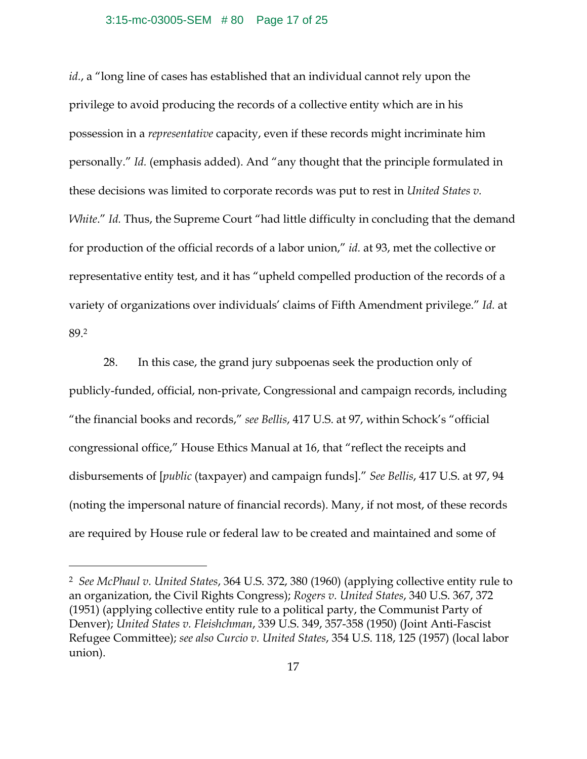*id.*, a "long line of cases has established that an individual cannot rely upon the privilege to avoid producing the records of a collective entity which are in his possession in a *representative* capacity, even if these records might incriminate him personally." *Id.* (emphasis added). And "any thought that the principle formulated in these decisions was limited to corporate records was put to rest in *United States v. White*." *Id.* Thus, the Supreme Court "had little difficulty in concluding that the demand for production of the official records of a labor union," *id.* at 93, met the collective or representative entity test, and it has "upheld compelled production of the records of a variety of organizations over individuals' claims of Fifth Amendment privilege." *Id.* at 89.[2]

28. In this case, the grand jury subpoenas seek the production only of publicly-funded, official, non-private, Congressional and campaign records, including "the financial books and records," *see Bellis*, 417 U.S. at 97, within Schock's "official congressional office," House Ethics Manual at 16, that "reflect the receipts and disbursements of [*public* (taxpayer) and campaign funds]." *See Bellis*, 417 U.S. at 97, 94 (noting the impersonal nature of financial records). Many, if not most, of these records are required by House rule or federal law to be created and maintained and some of

---

[2] *See McPhaul v. United States*, 364 U.S. 372, 380 (1960) (applying collective entity rule to an organization, the Civil Rights Congress); *Rogers v. United States*, 340 U.S. 367, 372 (1951) (applying collective entity rule to a political party, the Communist Party of Denver); *United States v. Fleishchman*, 339 U.S. 349, 357-358 (1950) (Joint Anti-Fascist Refugee Committee); *see also Curcio v. United States*, 354 U.S. 118, 125 (1957) (local labor union).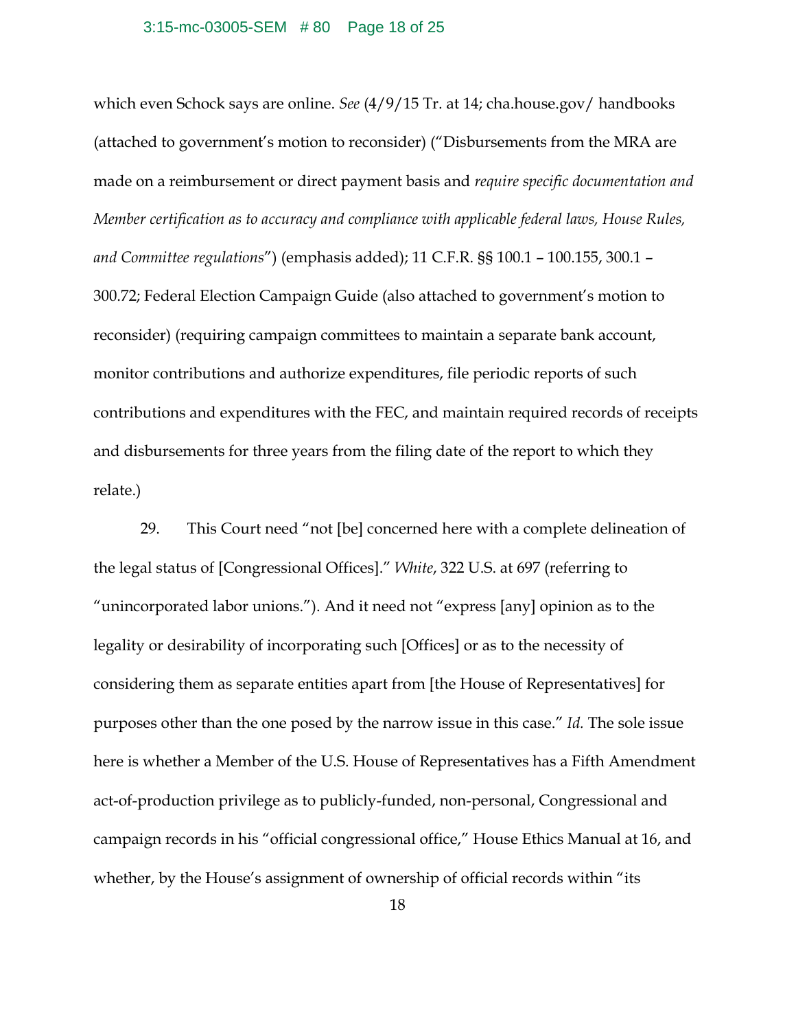which even Schock says are online. *See* (4/9/15 Tr. at 14; cha.house.gov/ handbooks (attached to government's motion to reconsider) ("Disbursements from the MRA are made on a reimbursement or direct payment basis and *require specific documentation and Member certification as to accuracy and compliance with applicable federal laws, House Rules, and Committee regulations*") (emphasis added); 11 C.F.R. §§ 100.1 – 100.155, 300.1 – 300.72; Federal Election Campaign Guide (also attached to government's motion to reconsider) (requiring campaign committees to maintain a separate bank account, monitor contributions and authorize expenditures, file periodic reports of such contributions and expenditures with the FEC, and maintain required records of receipts and disbursements for three years from the filing date of the report to which they relate.)

29. This Court need "not [be] concerned here with a complete delineation of the legal status of [Congressional Offices]." *White*, 322 U.S. at 697 (referring to "unincorporated labor unions."). And it need not "express [any] opinion as to the legality or desirability of incorporating such [Offices] or as to the necessity of considering them as separate entities apart from [the House of Representatives] for purposes other than the one posed by the narrow issue in this case." *Id.* The sole issue here is whether a Member of the U.S. House of Representatives has a Fifth Amendment act-of-production privilege as to publicly-funded, non-personal, Congressional and campaign records in his "official congressional office," House Ethics Manual at 16, and whether, by the House's assignment of ownership of official records within "its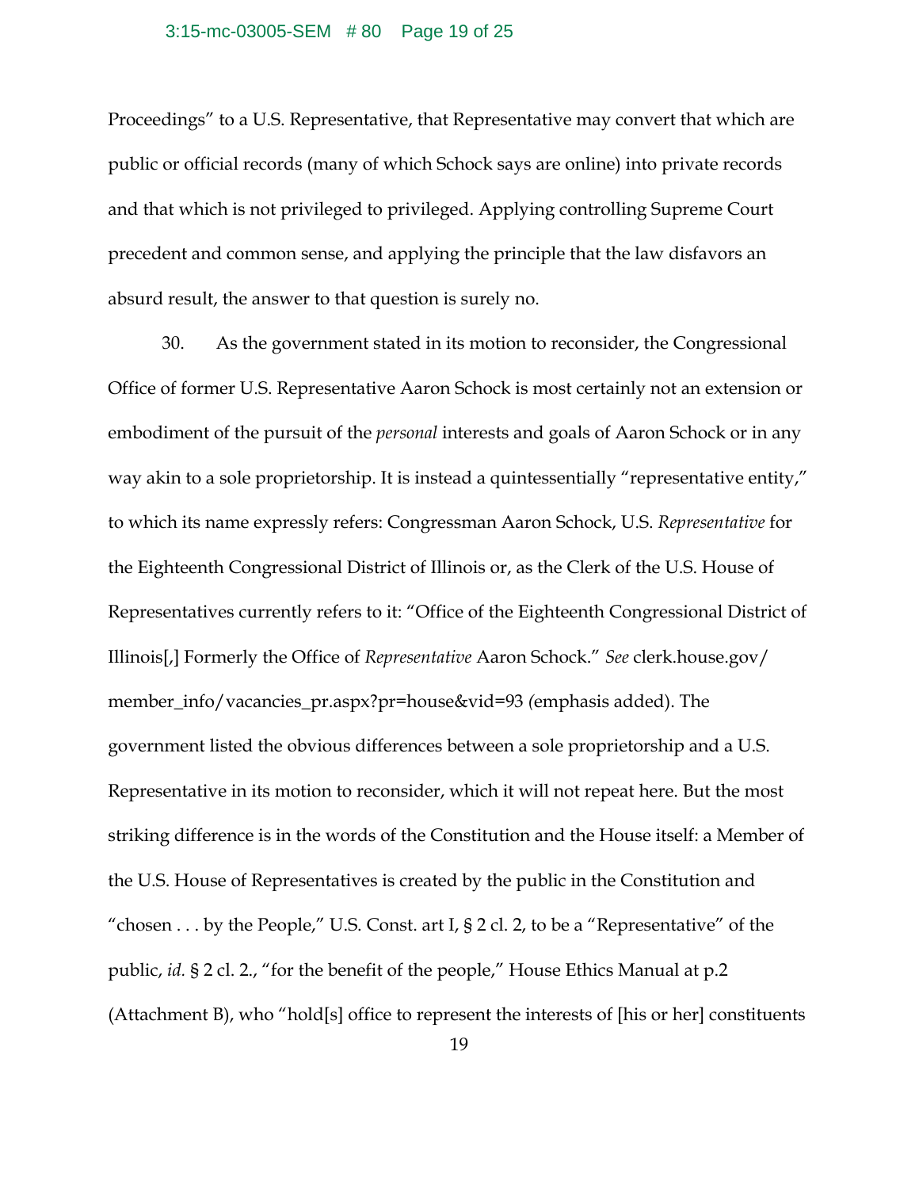Proceedings" to a U.S. Representative, that Representative may convert that which are public or official records (many of which Schock says are online) into private records and that which is not privileged to privileged. Applying controlling Supreme Court precedent and common sense, and applying the principle that the law disfavors an absurd result, the answer to that question is surely no.

30. As the government stated in its motion to reconsider, the Congressional Office of former U.S. Representative Aaron Schock is most certainly not an extension or embodiment of the pursuit of the *personal* interests and goals of Aaron Schock or in any way akin to a sole proprietorship. It is instead a quintessentially "representative entity," to which its name expressly refers: Congressman Aaron Schock, U.S. *Representative* for the Eighteenth Congressional District of Illinois or, as the Clerk of the U.S. House of Representatives currently refers to it: "Office of the Eighteenth Congressional District of Illinois[,] Formerly the Office of *Representative* Aaron Schock." *See* clerk.house.gov/member_info/vacancies_pr.aspx?pr=house&vid=93 (emphasis added). The government listed the obvious differences between a sole proprietorship and a U.S. Representative in its motion to reconsider, which it will not repeat here. But the most striking difference is in the words of the Constitution and the House itself: a Member of the U.S. House of Representatives is created by the public in the Constitution and "chosen . . . by the People," U.S. Const. art I, § 2 cl. 2, to be a "Representative" of the public, *id.* § 2 cl. 2., "for the benefit of the people," House Ethics Manual at p.2 (Attachment B), who "hold[s] office to represent the interests of [his or her] constituents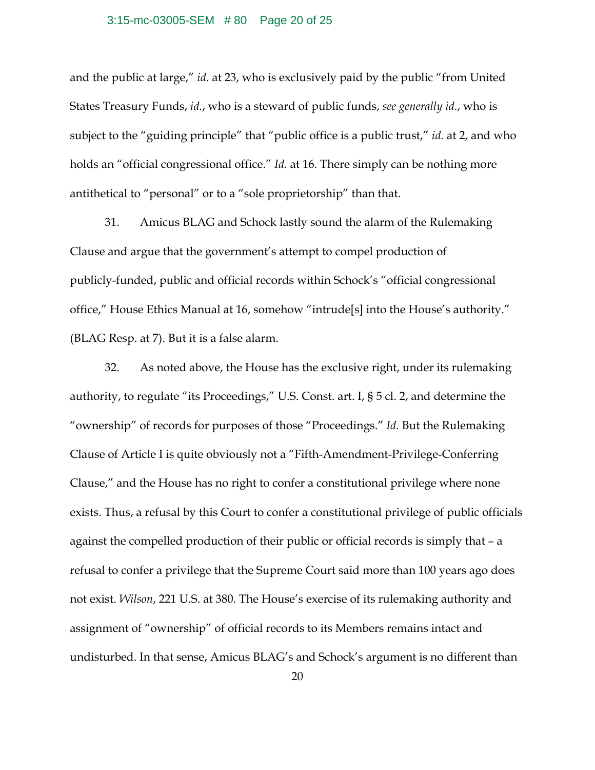and the public at large," *id.* at 23, who is exclusively paid by the public "from United States Treasury Funds, *id.*, who is a steward of public funds, *see generally id.*, who is subject to the "guiding principle" that "public office is a public trust," *id.* at 2, and who holds an "official congressional office." *Id.* at 16. There simply can be nothing more antithetical to "personal" or to a "sole proprietorship" than that.

31. Amicus BLAG and Schock lastly sound the alarm of the Rulemaking Clause and argue that the government's attempt to compel production of publicly-funded, public and official records within Schock's "official congressional office," House Ethics Manual at 16, somehow "intrude[s] into the House's authority." (BLAG Resp. at 7). But it is a false alarm.

32. As noted above, the House has the exclusive right, under its rulemaking authority, to regulate "its Proceedings," U.S. Const. art. I, § 5 cl. 2, and determine the "ownership" of records for purposes of those "Proceedings." *Id.* But the Rulemaking Clause of Article I is quite obviously not a "Fifth-Amendment-Privilege-Conferring Clause," and the House has no right to confer a constitutional privilege where none exists. Thus, a refusal by this Court to confer a constitutional privilege of public officials against the compelled production of their public or official records is simply that – a refusal to confer a privilege that the Supreme Court said more than 100 years ago does not exist. *Wilson*, 221 U.S. at 380. The House's exercise of its rulemaking authority and assignment of "ownership" of official records to its Members remains intact and undisturbed. In that sense, Amicus BLAG's and Schock's argument is no different than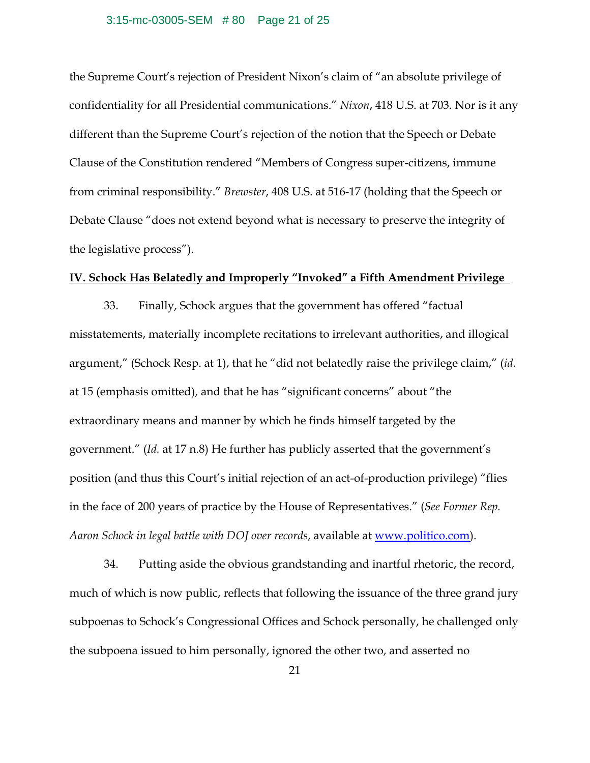the Supreme Court's rejection of President Nixon's claim of "an absolute privilege of confidentiality for all Presidential communications." *Nixon*, 418 U.S. at 703. Nor is it any different than the Supreme Court's rejection of the notion that the Speech or Debate Clause of the Constitution rendered "Members of Congress super-citizens, immune from criminal responsibility." *Brewster*, 408 U.S. at 516-17 (holding that the Speech or Debate Clause "does not extend beyond what is necessary to preserve the integrity of the legislative process").

**IV. Schock Has Belatedly and Improperly "Invoked" a Fifth Amendment Privilege**

33. Finally, Schock argues that the government has offered "factual misstatements, materially incomplete recitations to irrelevant authorities, and illogical argument," (Schock Resp. at 1), that he "did not belatedly raise the privilege claim," (*id.* at 15 (emphasis omitted), and that he has "significant concerns" about "the extraordinary means and manner by which he finds himself targeted by the government." (*Id.* at 17 n.8) He further has publicly asserted that the government's position (and thus this Court's initial rejection of an act-of-production privilege) "flies in the face of 200 years of practice by the House of Representatives." (*See Former Rep. Aaron Schock in legal battle with DOJ over records*, available at www.politico.com).

34. Putting aside the obvious grandstanding and inartful rhetoric, the record, much of which is now public, reflects that following the issuance of the three grand jury subpoenas to Schock's Congressional Offices and Schock personally, he challenged only the subpoena issued to him personally, ignored the other two, and asserted no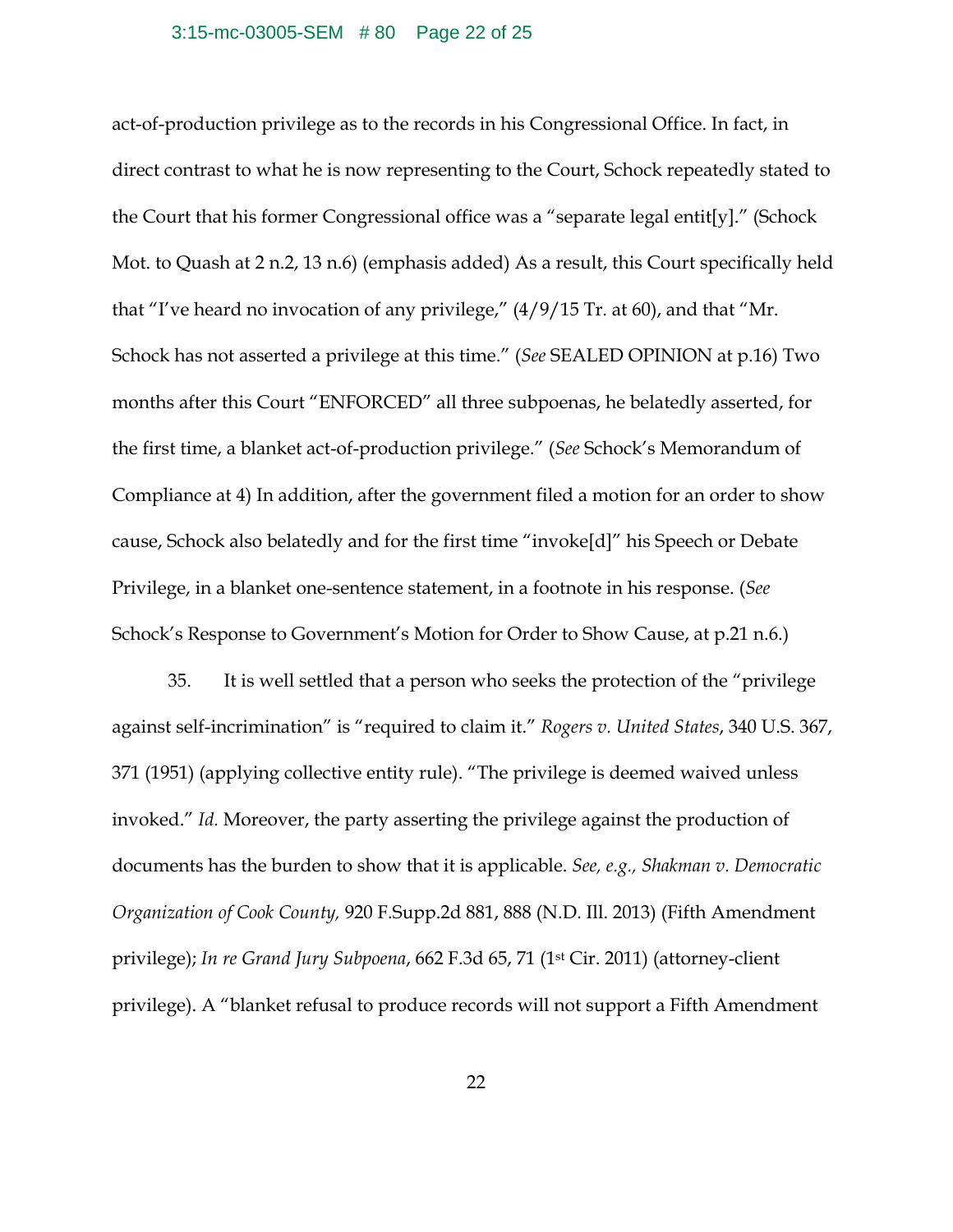act-of-production privilege as to the records in his Congressional Office. In fact, in direct contrast to what he is now representing to the Court, Schock repeatedly stated to the Court that his former Congressional office was a "separate legal entit[y]." (Schock Mot. to Quash at 2 n.2, 13 n.6) (emphasis added) As a result, this Court specifically held that "I've heard no invocation of any privilege," (4/9/15 Tr. at 60), and that "Mr. Schock has not asserted a privilege at this time." (*See* SEALED OPINION at p.16) Two months after this Court "ENFORCED" all three subpoenas, he belatedly asserted, for the first time, a blanket act-of-production privilege." (*See* Schock's Memorandum of Compliance at 4) In addition, after the government filed a motion for an order to show cause, Schock also belatedly and for the first time "invoke[d]" his Speech or Debate Privilege, in a blanket one-sentence statement, in a footnote in his response. (*See* Schock's Response to Government's Motion for Order to Show Cause, at p.21 n.6.)

35. It is well settled that a person who seeks the protection of the "privilege against self-incrimination" is "required to claim it." *Rogers v. United States*, 340 U.S. 367, 371 (1951) (applying collective entity rule). "The privilege is deemed waived unless invoked." *Id.* Moreover, the party asserting the privilege against the production of documents has the burden to show that it is applicable. *See, e.g., Shakman v. Democratic Organization of Cook County,* 920 F.Supp.2d 881, 888 (N.D. Ill. 2013) (Fifth Amendment privilege); *In re Grand Jury Subpoena*, 662 F.3d 65, 71 (1st Cir. 2011) (attorney-client privilege). A "blanket refusal to produce records will not support a Fifth Amendment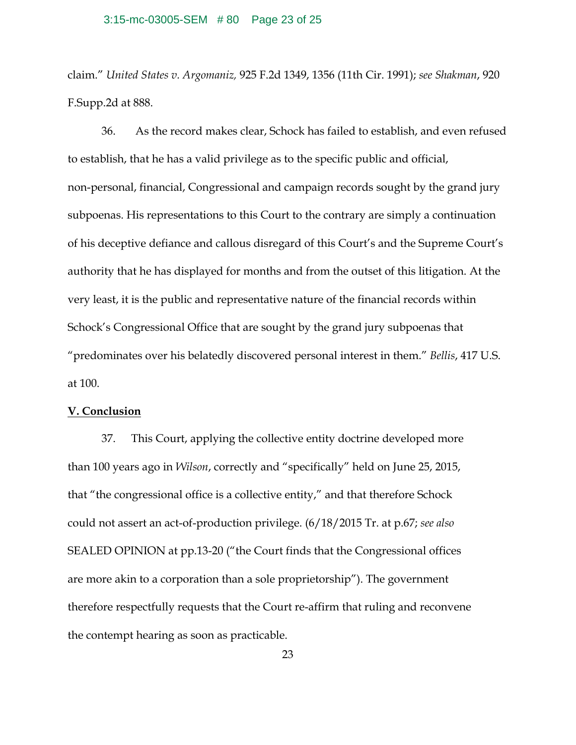claim." *United States v. Argomaniz,* 925 F.2d 1349, 1356 (11th Cir. 1991); *see Shakman*, 920 F.Supp.2d at 888.

36. As the record makes clear, Schock has failed to establish, and even refused to establish, that he has a valid privilege as to the specific public and official, non-personal, financial, Congressional and campaign records sought by the grand jury subpoenas. His representations to this Court to the contrary are simply a continuation of his deceptive defiance and callous disregard of this Court's and the Supreme Court's authority that he has displayed for months and from the outset of this litigation. At the very least, it is the public and representative nature of the financial records within Schock's Congressional Office that are sought by the grand jury subpoenas that "predominates over his belatedly discovered personal interest in them." *Bellis*, 417 U.S. at 100.

## V. Conclusion

37. This Court, applying the collective entity doctrine developed more than 100 years ago in *Wilson*, correctly and "specifically" held on June 25, 2015, that "the congressional office is a collective entity," and that therefore Schock could not assert an act-of-production privilege. (6/18/2015 Tr. at p.67; *see also* SEALED OPINION at pp.13-20 ("the Court finds that the Congressional offices are more akin to a corporation than a sole proprietorship"). The government therefore respectfully requests that the Court re-affirm that ruling and reconvene the contempt hearing as soon as practicable.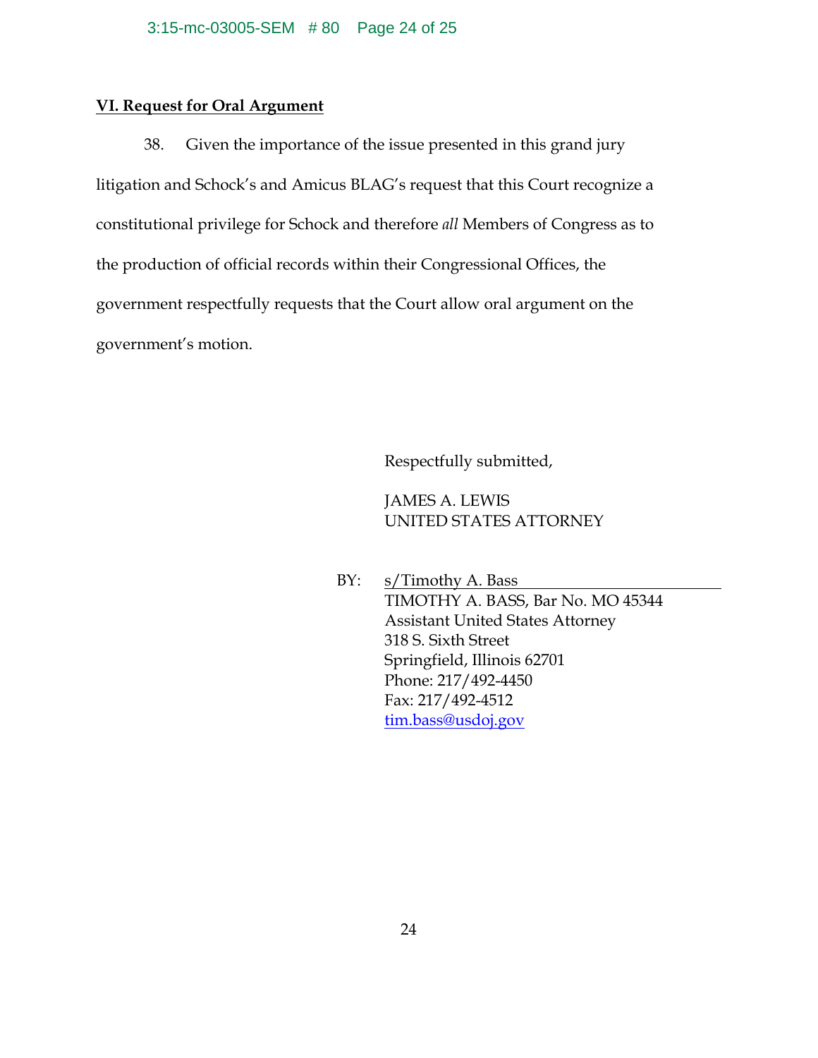## VI. Request for Oral Argument

38. Given the importance of the issue presented in this grand jury litigation and Schock's and Amicus BLAG's request that this Court recognize a constitutional privilege for Schock and therefore *all* Members of Congress as to the production of official records within their Congressional Offices, the government respectfully requests that the Court allow oral argument on the government's motion.

Respectfully submitted,

JAMES A. LEWIS
UNITED STATES ATTORNEY

BY: s/Timothy A. Bass
TIMOTHY A. BASS, Bar No. MO 45344
Assistant United States Attorney
318 S. Sixth Street
Springfield, Illinois 62701
Phone: 217/492-4450
Fax: 217/492-4512
tim.bass@usdoj.gov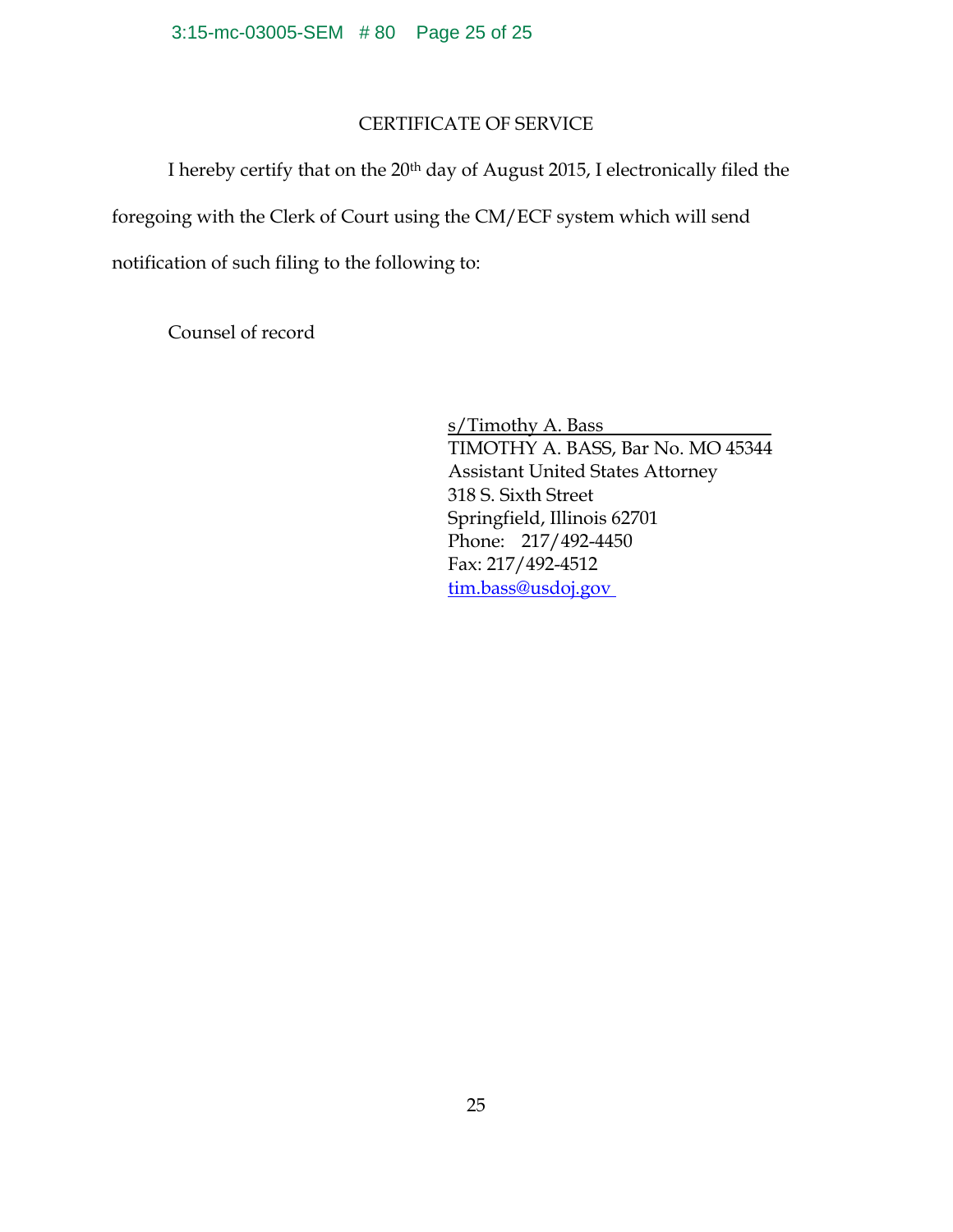CERTIFICATE OF SERVICE

I hereby certify that on the 20th day of August 2015, I electronically filed the foregoing with the Clerk of Court using the CM/ECF system which will send notification of such filing to the following to:

Counsel of record

s/Timothy A. Bass
TIMOTHY A. BASS, Bar No. MO 45344
Assistant United States Attorney
318 S. Sixth Street
Springfield, Illinois 62701
Phone: 217/492-4450
Fax: 217/492-4512
tim.bass@usdoj.gov